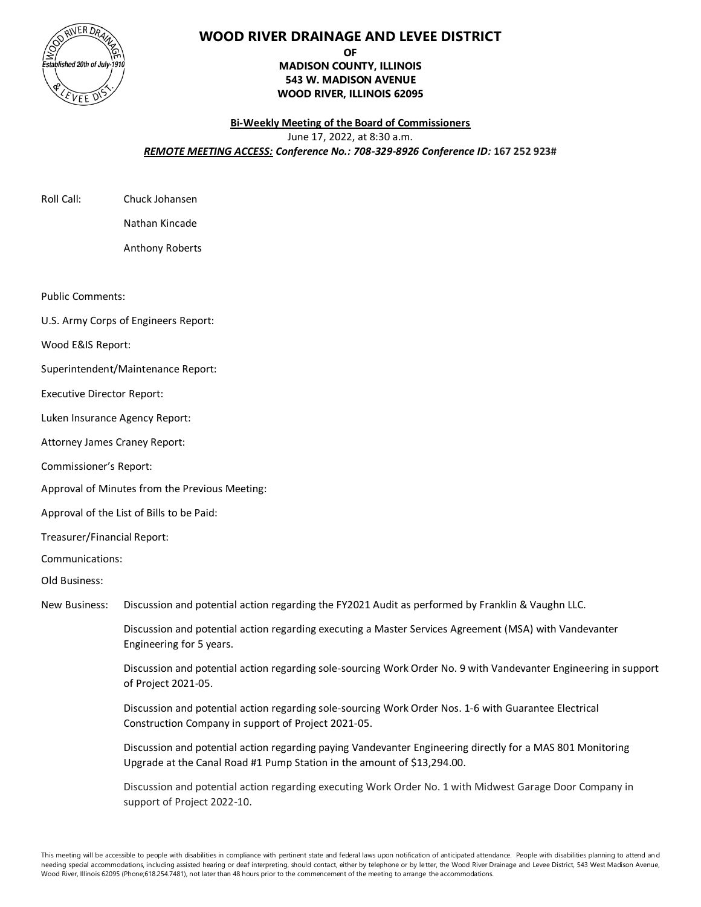# WOOD RIVER DRAINAGE AND LEVEE DISTRICT

**OF**

**MADISON COUNTY, ILLINOIS**
**543 W. MADISON AVENUE**
**WOOD RIVER, ILLINOIS 62095**

**Bi-Weekly Meeting of the Board of Commissioners**

June 17, 2022, at 8:30 a.m.

***REMOTE MEETING ACCESS:*** ***Conference No.: 708-329-8926 Conference ID:*** **167 252 923#**

Roll Call: Chuck Johansen

Nathan Kincade

Anthony Roberts

Public Comments:

U.S. Army Corps of Engineers Report:

Wood E&IS Report:

Superintendent/Maintenance Report:

Executive Director Report:

Luken Insurance Agency Report:

Attorney James Craney Report:

Commissioner's Report:

Approval of Minutes from the Previous Meeting:

Approval of the List of Bills to be Paid:

Treasurer/Financial Report:

Communications:

Old Business:

New Business: Discussion and potential action regarding the FY2021 Audit as performed by Franklin & Vaughn LLC.

Discussion and potential action regarding executing a Master Services Agreement (MSA) with Vandevanter Engineering for 5 years.

Discussion and potential action regarding sole-sourcing Work Order No. 9 with Vandevanter Engineering in support of Project 2021-05.

Discussion and potential action regarding sole-sourcing Work Order Nos. 1-6 with Guarantee Electrical Construction Company in support of Project 2021-05.

Discussion and potential action regarding paying Vandevanter Engineering directly for a MAS 801 Monitoring Upgrade at the Canal Road #1 Pump Station in the amount of $13,294.00.

Discussion and potential action regarding executing Work Order No. 1 with Midwest Garage Door Company in support of Project 2022-10.

This meeting will be accessible to people with disabilities in compliance with pertinent state and federal laws upon notification of anticipated attendance. People with disabilities planning to attend and needing special accommodations, including assisted hearing or deaf interpreting, should contact, either by telephone or by letter, the Wood River Drainage and Levee District, 543 West Madison Avenue, Wood River, Illinois 62095 (Phone;618.254.7481), not later than 48 hours prior to the commencement of the meeting to arrange the accommodations.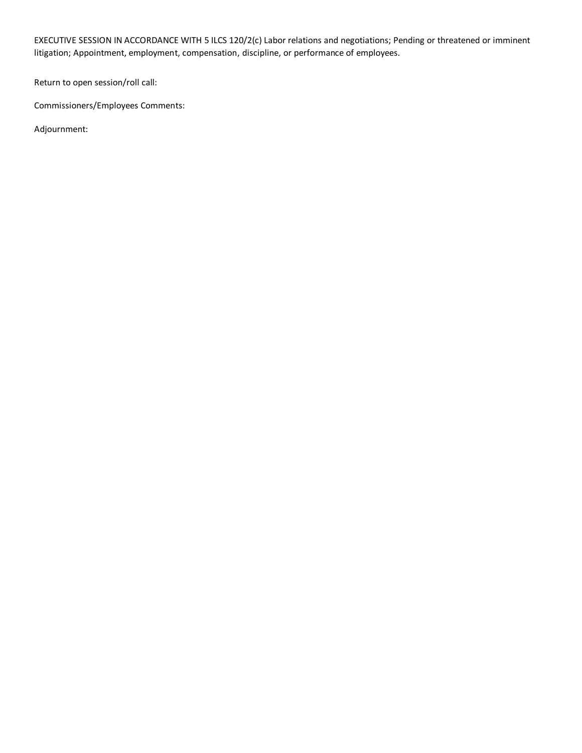EXECUTIVE SESSION IN ACCORDANCE WITH 5 ILCS 120/2(c) Labor relations and negotiations; Pending or threatened or imminent litigation; Appointment, employment, compensation, discipline, or performance of employees.

Return to open session/roll call:

Commissioners/Employees Comments:

Adjournment: